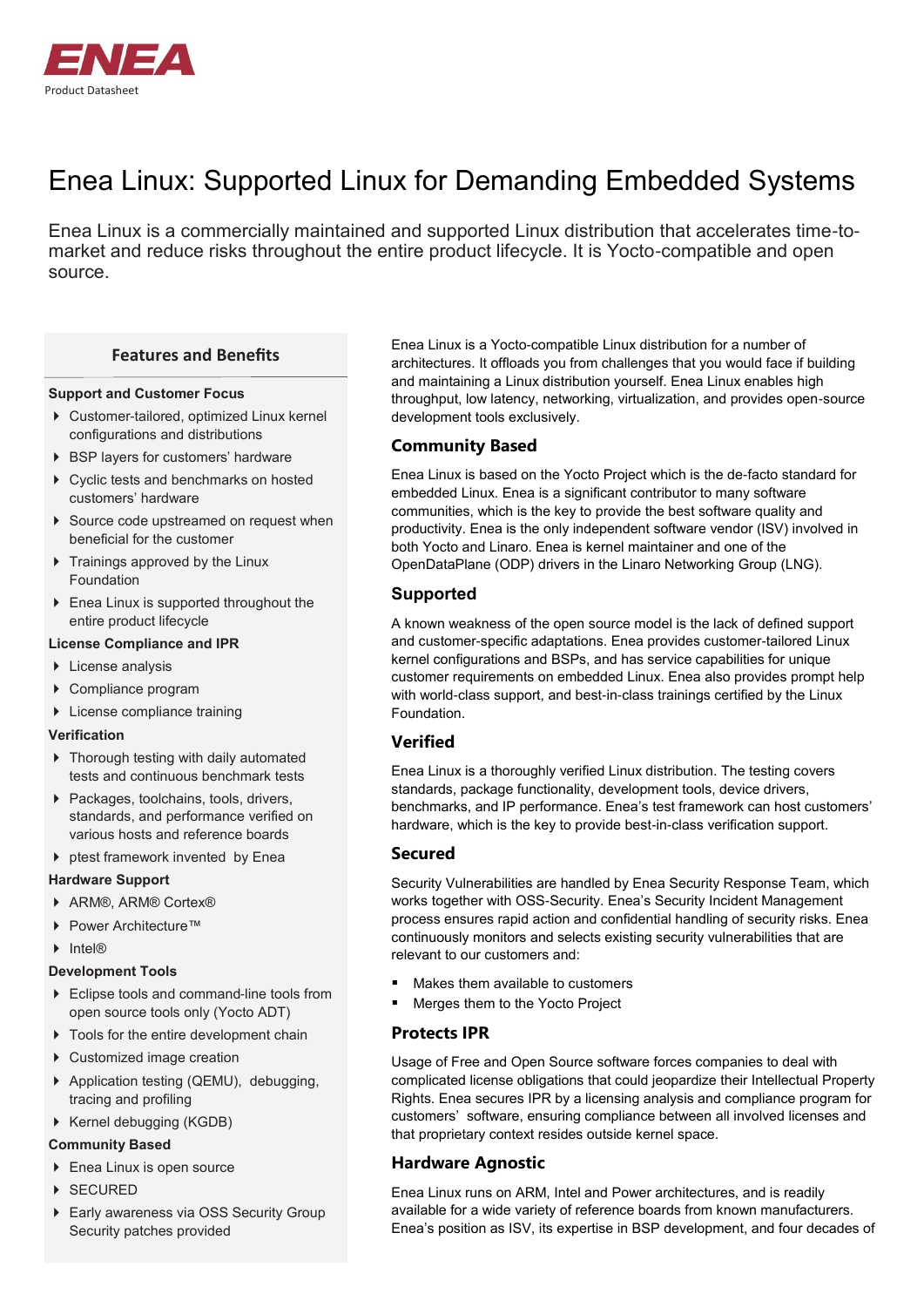ENEA

Product Datasheet

# Enea Linux: Supported Linux for Demanding Embedded Systems

Enea Linux is a commercially maintained and supported Linux distribution that accelerates time-to-market and reduce risks throughout the entire product lifecycle. It is Yocto-compatible and open source.

## Features and Benefits

**Support and Customer Focus**

- Customer-tailored, optimized Linux kernel configurations and distributions
- BSP layers for customers' hardware
- Cyclic tests and benchmarks on hosted customers' hardware
- Source code upstreamed on request when beneficial for the customer
- Trainings approved by the Linux Foundation
- Enea Linux is supported throughout the entire product lifecycle

**License Compliance and IPR**

- License analysis
- Compliance program
- License compliance training

**Verification**

- Thorough testing with daily automated tests and continuous benchmark tests
- Packages, toolchains, tools, drivers, standards, and performance verified on various hosts and reference boards
- ptest framework invented by Enea

**Hardware Support**

- ARM®, ARM® Cortex®
- Power Architecture™
- Intel®

**Development Tools**

- Eclipse tools and command-line tools from open source tools only (Yocto ADT)
- Tools for the entire development chain
- Customized image creation
- Application testing (QEMU), debugging, tracing and profiling
- Kernel debugging (KGDB)

**Community Based**

- Enea Linux is open source
- SECURED
- Early awareness via OSS Security Group Security patches provided

Enea Linux is a Yocto-compatible Linux distribution for a number of architectures. It offloads you from challenges that you would face if building and maintaining a Linux distribution yourself. Enea Linux enables high throughput, low latency, networking, virtualization, and provides open-source development tools exclusively.

## Community Based

Enea Linux is based on the Yocto Project which is the de-facto standard for embedded Linux. Enea is a significant contributor to many software communities, which is the key to provide the best software quality and productivity. Enea is the only independent software vendor (ISV) involved in both Yocto and Linaro. Enea is kernel maintainer and one of the OpenDataPlane (ODP) drivers in the Linaro Networking Group (LNG).

## Supported

A known weakness of the open source model is the lack of defined support and customer-specific adaptations. Enea provides customer-tailored Linux kernel configurations and BSPs, and has service capabilities for unique customer requirements on embedded Linux. Enea also provides prompt help with world-class support, and best-in-class trainings certified by the Linux Foundation.

## Verified

Enea Linux is a thoroughly verified Linux distribution. The testing covers standards, package functionality, development tools, device drivers, benchmarks, and IP performance. Enea's test framework can host customers' hardware, which is the key to provide best-in-class verification support.

## Secured

Security Vulnerabilities are handled by Enea Security Response Team, which works together with OSS-Security. Enea's Security Incident Management process ensures rapid action and confidential handling of security risks. Enea continuously monitors and selects existing security vulnerabilities that are relevant to our customers and:

- Makes them available to customers
- Merges them to the Yocto Project

## Protects IPR

Usage of Free and Open Source software forces companies to deal with complicated license obligations that could jeopardize their Intellectual Property Rights. Enea secures IPR by a licensing analysis and compliance program for customers' software, ensuring compliance between all involved licenses and that proprietary context resides outside kernel space.

## Hardware Agnostic

Enea Linux runs on ARM, Intel and Power architectures, and is readily available for a wide variety of reference boards from known manufacturers. Enea's position as ISV, its expertise in BSP development, and four decades of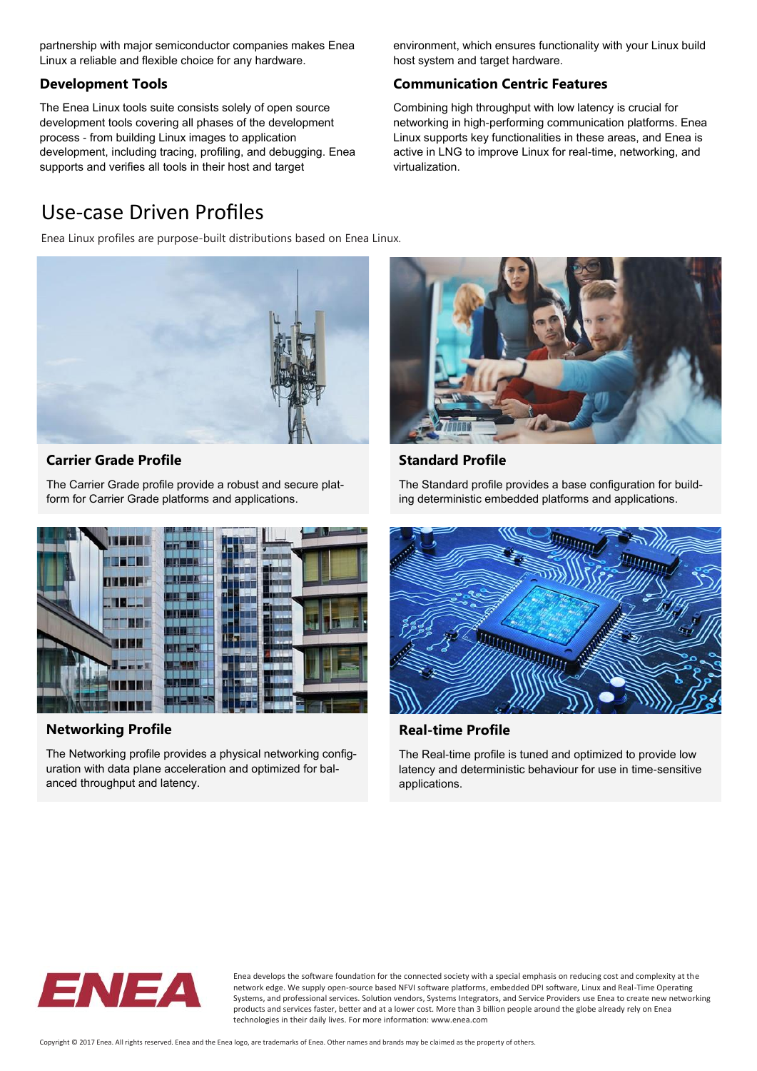partnership with major semiconductor companies makes Enea Linux a reliable and flexible choice for any hardware.

### Development Tools

The Enea Linux tools suite consists solely of open source development tools covering all phases of the development process - from building Linux images to application development, including tracing, profiling, and debugging. Enea supports and verifies all tools in their host and target environment, which ensures functionality with your Linux build host system and target hardware.

### Communication Centric Features

Combining high throughput with low latency is crucial for networking in high-performing communication platforms. Enea Linux supports key functionalities in these areas, and Enea is active in LNG to improve Linux for real-time, networking, and virtualization.

## Use-case Driven Profiles

Enea Linux profiles are purpose-built distributions based on Enea Linux.

### Carrier Grade Profile

The Carrier Grade profile provide a robust and secure platform for Carrier Grade platforms and applications.

### Standard Profile

The Standard profile provides a base configuration for building deterministic embedded platforms and applications.

### Networking Profile

The Networking profile provides a physical networking configuration with data plane acceleration and optimized for balanced throughput and latency.

### Real-time Profile

The Real-time profile is tuned and optimized to provide low latency and deterministic behaviour for use in time-sensitive applications.

ENEA

Enea develops the software foundation for the connected society with a special emphasis on reducing cost and complexity at the network edge. We supply open-source based NFVI software platforms, embedded DPI software, Linux and Real-Time Operating Systems, and professional services. Solution vendors, Systems Integrators, and Service Providers use Enea to create new networking products and services faster, better and at a lower cost. More than 3 billion people around the globe already rely on Enea technologies in their daily lives. For more information: www.enea.com

Copyright © 2017 Enea. All rights reserved. Enea and the Enea logo, are trademarks of Enea. Other names and brands may be claimed as the property of others.